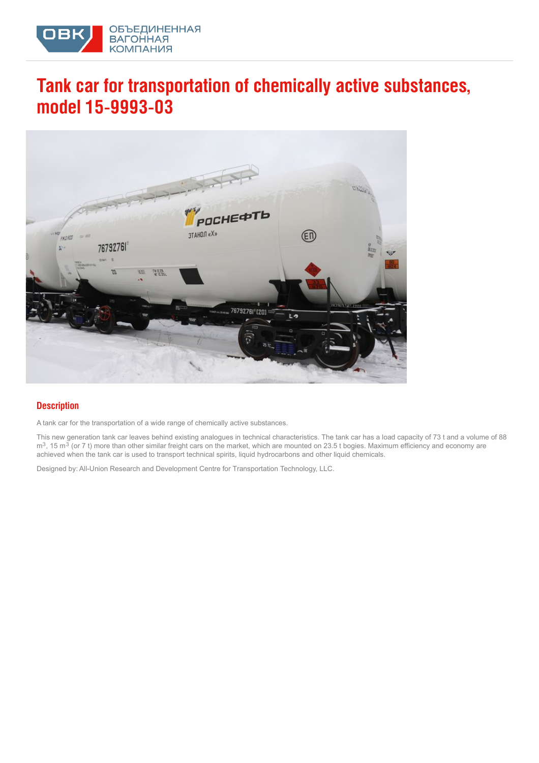# Tank car for transportation of chemically active substances, model 15-9993-03

## Description

A tank car for the transportation of a wide range of chemically active substances.

This new generation tank car leaves behind existing analogues in technical characteristics. The tank car has a load capacity of 73 t and a volume of 88 $m^3$, 15 $m^3$ (or 7 t) more than other similar freight cars on the market, which are mounted on 23.5 t bogies. Maximum efficiency and economy are achieved when the tank car is used to transport technical spirits, liquid hydrocarbons and other liquid chemicals.

Designed by: All-Union Research and Development Centre for Transportation Technology, LLC.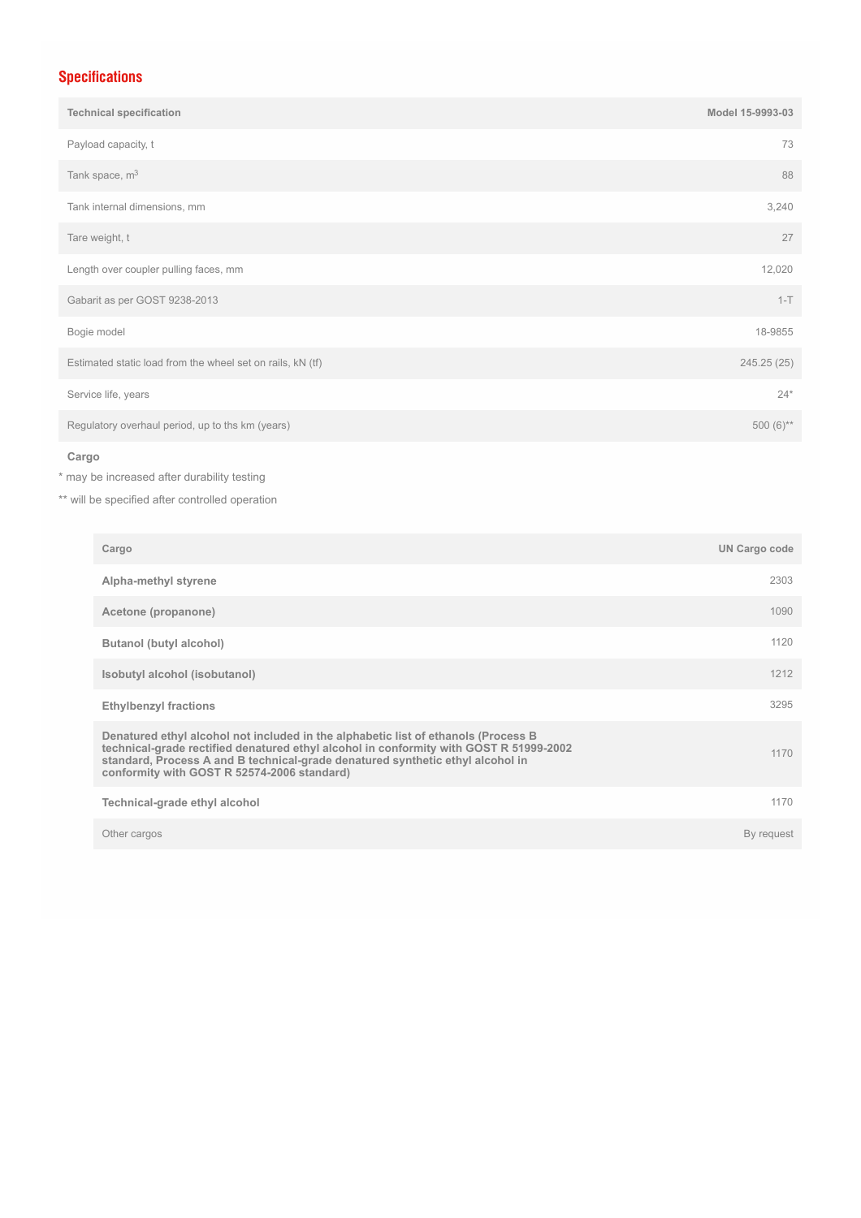## Specifications

| Technical specification | Model 15-9993-03 |
|---|---|
| Payload capacity, t | 73 |
| Tank space, $m^3$ | 88 |
| Tank internal dimensions, mm | 3,240 |
| Tare weight, t | 27 |
| Length over coupler pulling faces, mm | 12,020 |
| Gabarit as per GOST 9238-2013 | 1-T |
| Bogie model | 18-9855 |
| Estimated static load from the wheel set on rails, kN (tf) | 245.25 (25) |
| Service life, years | 24* |
| Regulatory overhaul period, up to ths km (years) | 500 (6)** |

**Cargo**

* may be increased after durability testing

** will be specified after controlled operation

| Cargo | UN Cargo code |
|---|---|
| **Alpha-methyl styrene** | 2303 |
| **Acetone (propanone)** | 1090 |
| **Butanol (butyl alcohol)** | 1120 |
| **Isobutyl alcohol (isobutanol)** | 1212 |
| **Ethylbenzyl fractions** | 3295 |
| **Denatured ethyl alcohol not included in the alphabetic list of ethanols (Process B technical-grade rectified denatured ethyl alcohol in conformity with GOST R 51999-2002 standard, Process A and B technical-grade denatured synthetic ethyl alcohol in conformity with GOST R 52574-2006 standard)** | 1170 |
| **Technical-grade ethyl alcohol** | 1170 |
| Other cargos | By request |